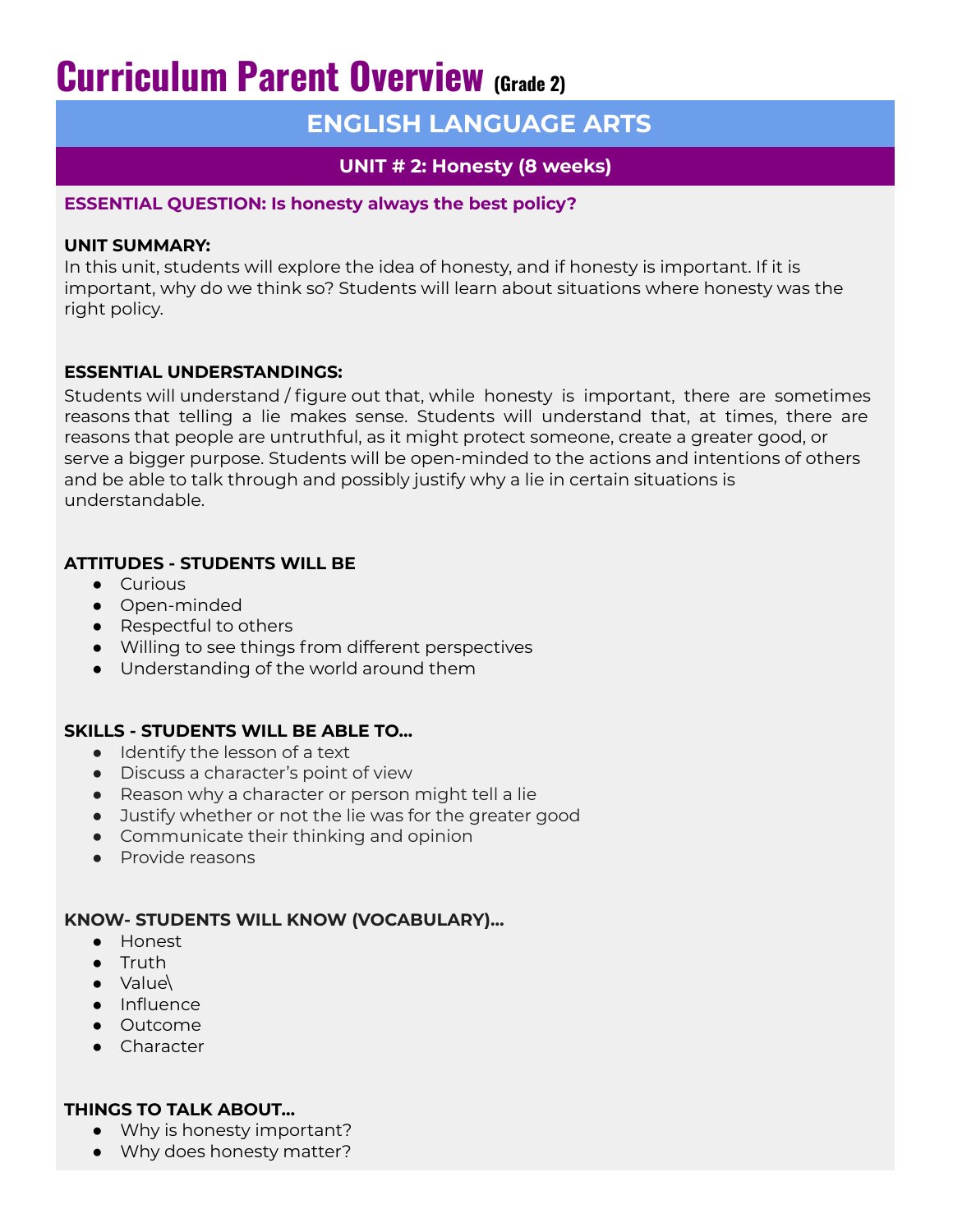# Curriculum Parent Overview (Grade 2)

## ENGLISH LANGUAGE ARTS

### UNIT # 2: Honesty (8 weeks)

**ESSENTIAL QUESTION: Is honesty always the best policy?**

**UNIT SUMMARY:**
In this unit, students will explore the idea of honesty, and if honesty is important. If it is important, why do we think so? Students will learn about situations where honesty was the right policy.

**ESSENTIAL UNDERSTANDINGS:**
Students will understand / figure out that, while honesty is important, there are sometimes reasons that telling a lie makes sense. Students will understand that, at times, there are reasons that people are untruthful, as it might protect someone, create a greater good, or serve a bigger purpose. Students will be open-minded to the actions and intentions of others and be able to talk through and possibly justify why a lie in certain situations is understandable.

**ATTITUDES - STUDENTS WILL BE**

- Curious
- Open-minded
- Respectful to others
- Willing to see things from different perspectives
- Understanding of the world around them

**SKILLS - STUDENTS WILL BE ABLE TO...**

- Identify the lesson of a text
- Discuss a character's point of view
- Reason why a character or person might tell a lie
- Justify whether or not the lie was for the greater good
- Communicate their thinking and opinion
- Provide reasons

**KNOW- STUDENTS WILL KNOW (VOCABULARY)...**

- Honest
- Truth
- Value\
- Influence
- Outcome
- Character

**THINGS TO TALK ABOUT...**

- Why is honesty important?
- Why does honesty matter?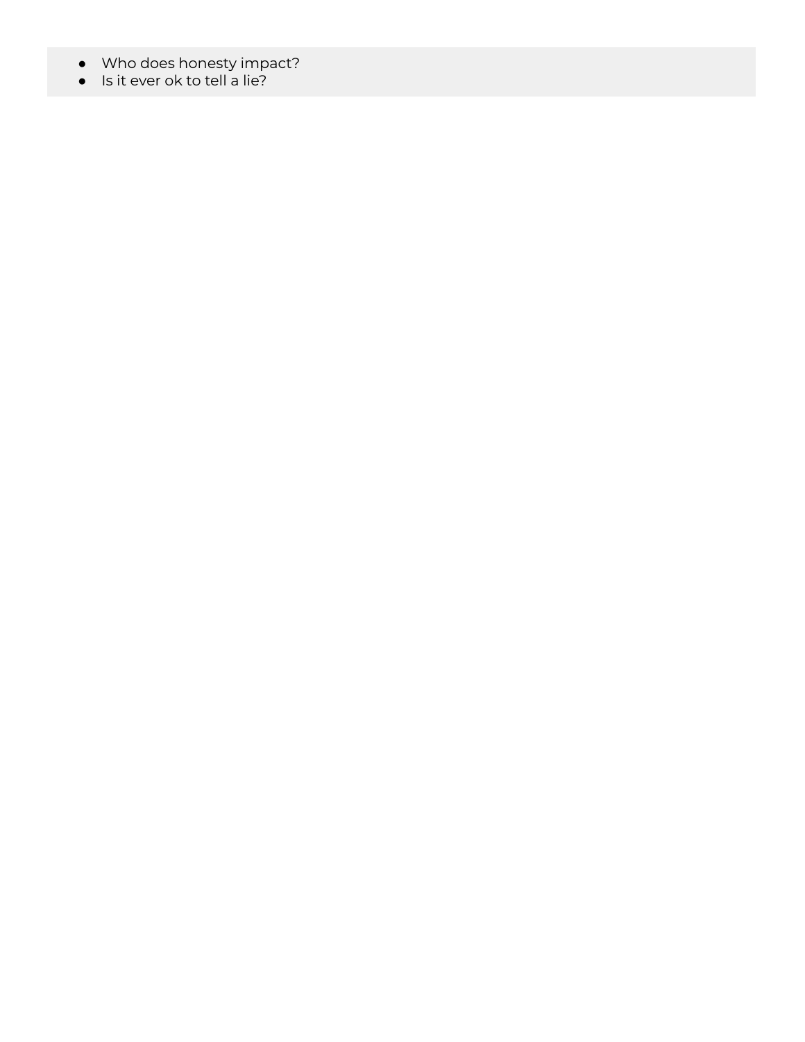- Who does honesty impact?
- Is it ever ok to tell a lie?